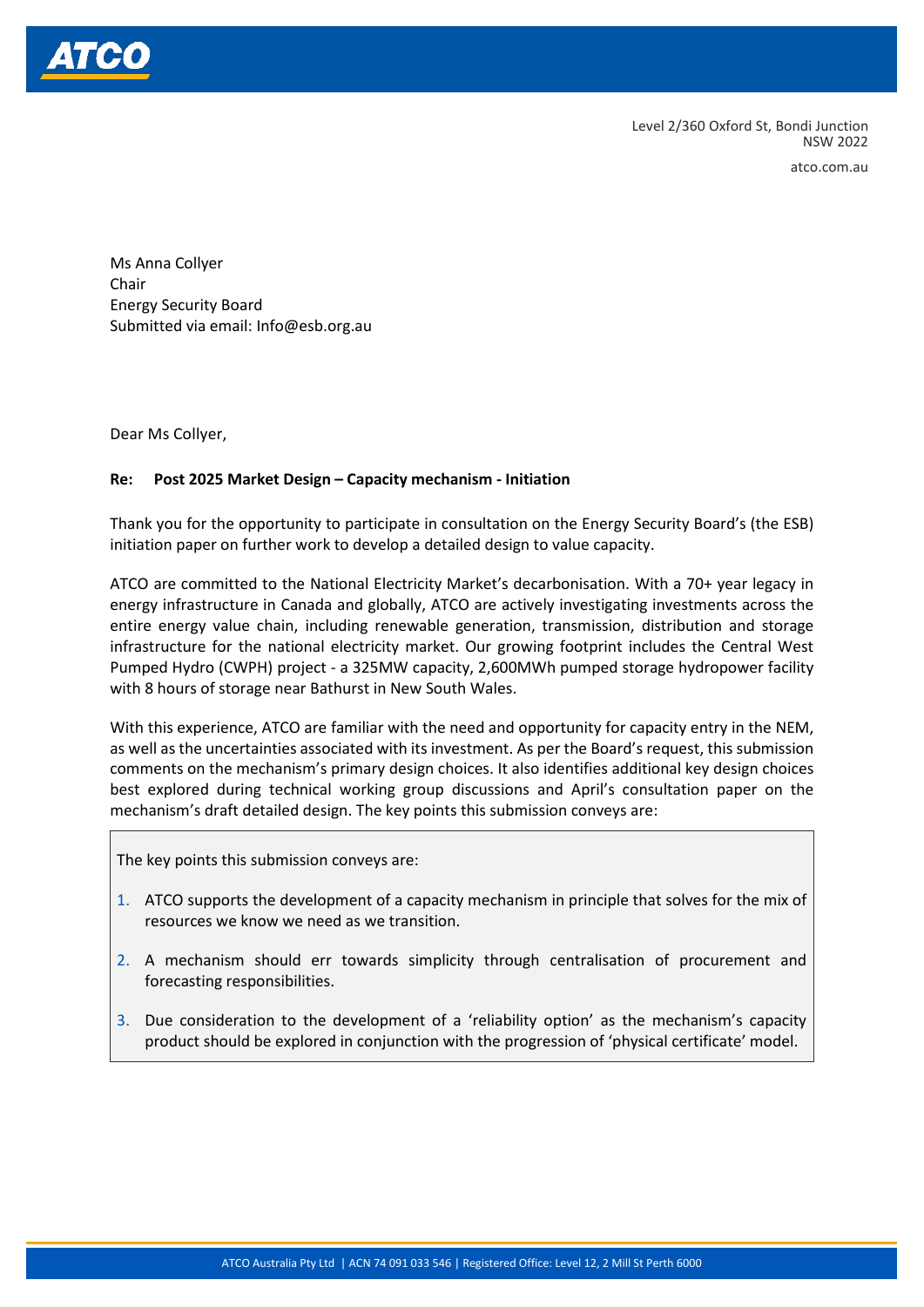Level 2/360 Oxford St, Bondi Junction
NSW 2022

atco.com.au

Ms Anna Collyer
Chair
Energy Security Board
Submitted via email: Info@esb.org.au

Dear Ms Collyer,

**Re: Post 2025 Market Design – Capacity mechanism - Initiation**

Thank you for the opportunity to participate in consultation on the Energy Security Board's (the ESB) initiation paper on further work to develop a detailed design to value capacity.

ATCO are committed to the National Electricity Market's decarbonisation. With a 70+ year legacy in energy infrastructure in Canada and globally, ATCO are actively investigating investments across the entire energy value chain, including renewable generation, transmission, distribution and storage infrastructure for the national electricity market. Our growing footprint includes the Central West Pumped Hydro (CWPH) project - a 325MW capacity, 2,600MWh pumped storage hydropower facility with 8 hours of storage near Bathurst in New South Wales.

With this experience, ATCO are familiar with the need and opportunity for capacity entry in the NEM, as well as the uncertainties associated with its investment. As per the Board's request, this submission comments on the mechanism's primary design choices. It also identifies additional key design choices best explored during technical working group discussions and April's consultation paper on the mechanism's draft detailed design. The key points this submission conveys are:

> The key points this submission conveys are:
>
> 1. ATCO supports the development of a capacity mechanism in principle that solves for the mix of resources we know we need as we transition.
> 2. A mechanism should err towards simplicity through centralisation of procurement and forecasting responsibilities.
> 3. Due consideration to the development of a 'reliability option' as the mechanism's capacity product should be explored in conjunction with the progression of 'physical certificate' model.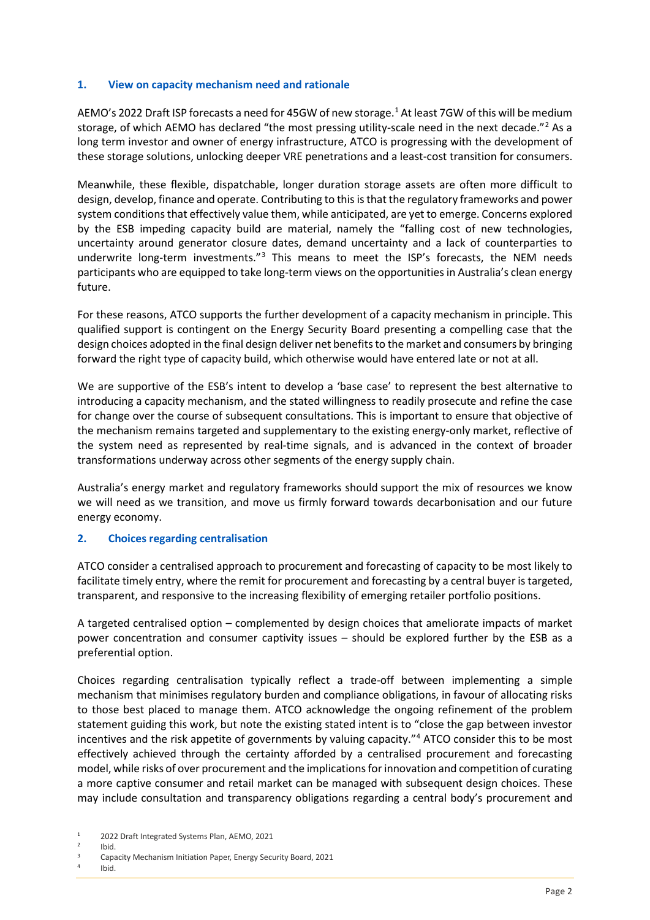## 1. View on capacity mechanism need and rationale

AEMO's 2022 Draft ISP forecasts a need for 45GW of new storage.[1] At least 7GW of this will be medium storage, of which AEMO has declared "the most pressing utility-scale need in the next decade."[2] As a long term investor and owner of energy infrastructure, ATCO is progressing with the development of these storage solutions, unlocking deeper VRE penetrations and a least-cost transition for consumers.

Meanwhile, these flexible, dispatchable, longer duration storage assets are often more difficult to design, develop, finance and operate. Contributing to this is that the regulatory frameworks and power system conditions that effectively value them, while anticipated, are yet to emerge. Concerns explored by the ESB impeding capacity build are material, namely the "falling cost of new technologies, uncertainty around generator closure dates, demand uncertainty and a lack of counterparties to underwrite long-term investments."[3] This means to meet the ISP's forecasts, the NEM needs participants who are equipped to take long-term views on the opportunities in Australia's clean energy future.

For these reasons, ATCO supports the further development of a capacity mechanism in principle. This qualified support is contingent on the Energy Security Board presenting a compelling case that the design choices adopted in the final design deliver net benefits to the market and consumers by bringing forward the right type of capacity build, which otherwise would have entered late or not at all.

We are supportive of the ESB's intent to develop a 'base case' to represent the best alternative to introducing a capacity mechanism, and the stated willingness to readily prosecute and refine the case for change over the course of subsequent consultations. This is important to ensure that objective of the mechanism remains targeted and supplementary to the existing energy-only market, reflective of the system need as represented by real-time signals, and is advanced in the context of broader transformations underway across other segments of the energy supply chain.

Australia's energy market and regulatory frameworks should support the mix of resources we know we will need as we transition, and move us firmly forward towards decarbonisation and our future energy economy.

## 2. Choices regarding centralisation

ATCO consider a centralised approach to procurement and forecasting of capacity to be most likely to facilitate timely entry, where the remit for procurement and forecasting by a central buyer is targeted, transparent, and responsive to the increasing flexibility of emerging retailer portfolio positions.

A targeted centralised option – complemented by design choices that ameliorate impacts of market power concentration and consumer captivity issues – should be explored further by the ESB as a preferential option.

Choices regarding centralisation typically reflect a trade-off between implementing a simple mechanism that minimises regulatory burden and compliance obligations, in favour of allocating risks to those best placed to manage them. ATCO acknowledge the ongoing refinement of the problem statement guiding this work, but note the existing stated intent is to "close the gap between investor incentives and the risk appetite of governments by valuing capacity."[4] ATCO consider this to be most effectively achieved through the certainty afforded by a centralised procurement and forecasting model, while risks of over procurement and the implications for innovation and competition of curating a more captive consumer and retail market can be managed with subsequent design choices. These may include consultation and transparency obligations regarding a central body's procurement and

[1] 2022 Draft Integrated Systems Plan, AEMO, 2021

[2] Ibid.

[3] Capacity Mechanism Initiation Paper, Energy Security Board, 2021

[4] Ibid.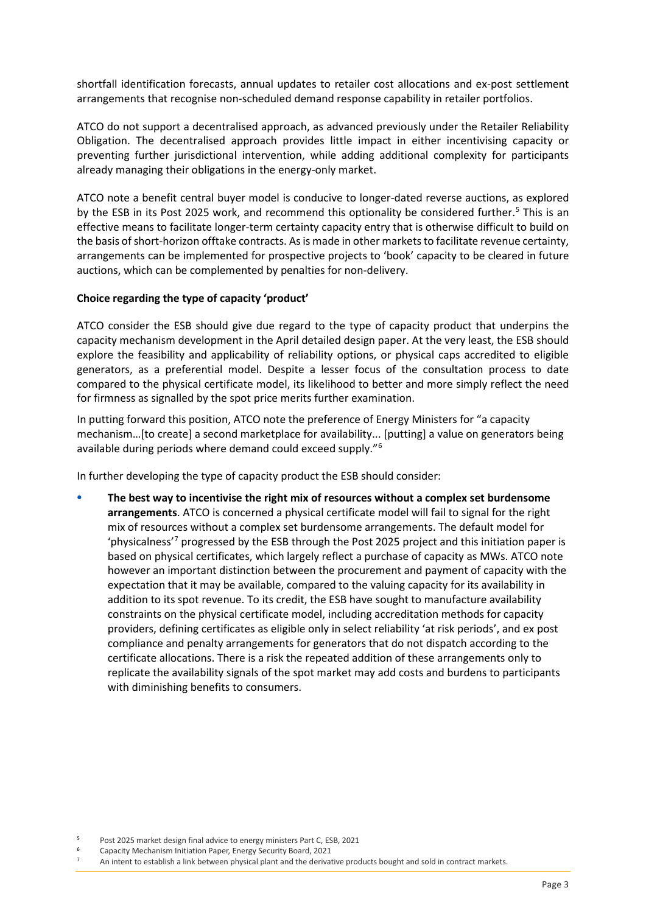shortfall identification forecasts, annual updates to retailer cost allocations and ex-post settlement arrangements that recognise non-scheduled demand response capability in retailer portfolios.

ATCO do not support a decentralised approach, as advanced previously under the Retailer Reliability Obligation. The decentralised approach provides little impact in either incentivising capacity or preventing further jurisdictional intervention, while adding additional complexity for participants already managing their obligations in the energy-only market.

ATCO note a benefit central buyer model is conducive to longer-dated reverse auctions, as explored by the ESB in its Post 2025 work, and recommend this optionality be considered further.[5] This is an effective means to facilitate longer-term certainty capacity entry that is otherwise difficult to build on the basis of short-horizon offtake contracts. As is made in other markets to facilitate revenue certainty, arrangements can be implemented for prospective projects to 'book' capacity to be cleared in future auctions, which can be complemented by penalties for non-delivery.

**Choice regarding the type of capacity 'product'**

ATCO consider the ESB should give due regard to the type of capacity product that underpins the capacity mechanism development in the April detailed design paper. At the very least, the ESB should explore the feasibility and applicability of reliability options, or physical caps accredited to eligible generators, as a preferential model. Despite a lesser focus of the consultation process to date compared to the physical certificate model, its likelihood to better and more simply reflect the need for firmness as signalled by the spot price merits further examination.

In putting forward this position, ATCO note the preference of Energy Ministers for "a capacity mechanism…[to create] a second marketplace for availability... [putting] a value on generators being available during periods where demand could exceed supply."[6]

In further developing the type of capacity product the ESB should consider:

- **The best way to incentivise the right mix of resources without a complex set burdensome arrangements**. ATCO is concerned a physical certificate model will fail to signal for the right mix of resources without a complex set burdensome arrangements. The default model for 'physicalness'[7] progressed by the ESB through the Post 2025 project and this initiation paper is based on physical certificates, which largely reflect a purchase of capacity as MWs. ATCO note however an important distinction between the procurement and payment of capacity with the expectation that it may be available, compared to the valuing capacity for its availability in addition to its spot revenue. To its credit, the ESB have sought to manufacture availability constraints on the physical certificate model, including accreditation methods for capacity providers, defining certificates as eligible only in select reliability 'at risk periods', and ex post compliance and penalty arrangements for generators that do not dispatch according to the certificate allocations. There is a risk the repeated addition of these arrangements only to replicate the availability signals of the spot market may add costs and burdens to participants with diminishing benefits to consumers.

[5] Post 2025 market design final advice to energy ministers Part C, ESB, 2021

[6] Capacity Mechanism Initiation Paper, Energy Security Board, 2021

[7] An intent to establish a link between physical plant and the derivative products bought and sold in contract markets.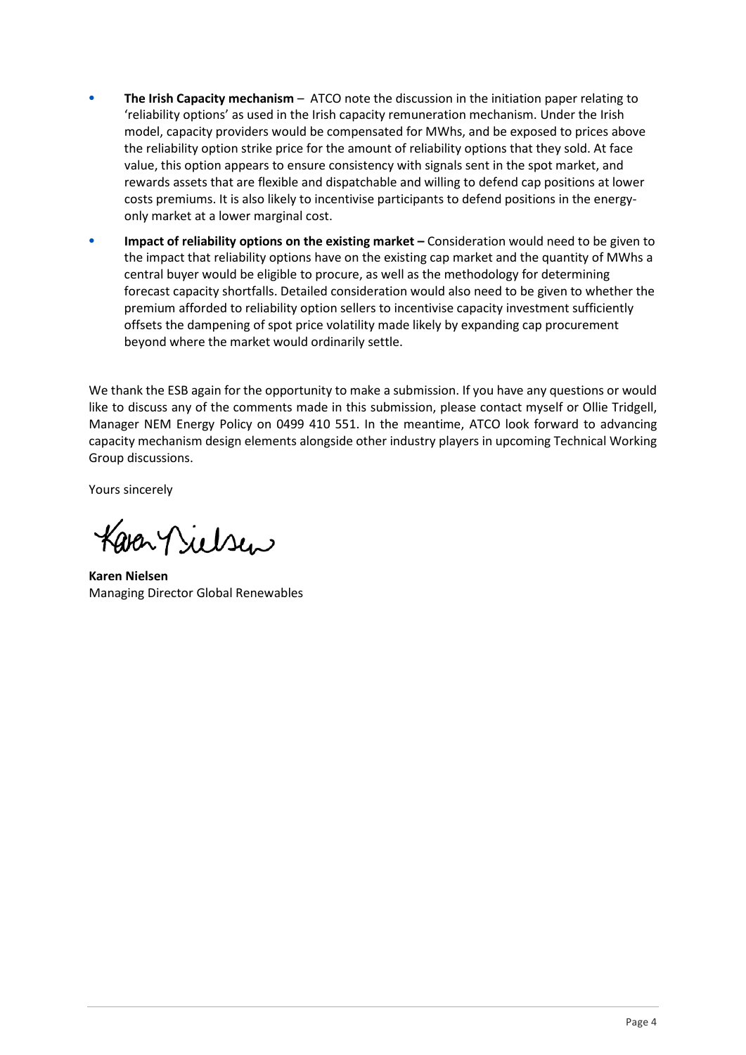- **The Irish Capacity mechanism** – ATCO note the discussion in the initiation paper relating to 'reliability options' as used in the Irish capacity remuneration mechanism. Under the Irish model, capacity providers would be compensated for MWhs, and be exposed to prices above the reliability option strike price for the amount of reliability options that they sold. At face value, this option appears to ensure consistency with signals sent in the spot market, and rewards assets that are flexible and dispatchable and willing to defend cap positions at lower costs premiums. It is also likely to incentivise participants to defend positions in the energy-only market at a lower marginal cost.
- **Impact of reliability options on the existing market –** Consideration would need to be given to the impact that reliability options have on the existing cap market and the quantity of MWhs a central buyer would be eligible to procure, as well as the methodology for determining forecast capacity shortfalls. Detailed consideration would also need to be given to whether the premium afforded to reliability option sellers to incentivise capacity investment sufficiently offsets the dampening of spot price volatility made likely by expanding cap procurement beyond where the market would ordinarily settle.

We thank the ESB again for the opportunity to make a submission. If you have any questions or would like to discuss any of the comments made in this submission, please contact myself or Ollie Tridgell, Manager NEM Energy Policy on 0499 410 551. In the meantime, ATCO look forward to advancing capacity mechanism design elements alongside other industry players in upcoming Technical Working Group discussions.

Yours sincerely

Karen Nielsen

**Karen Nielsen**
Managing Director Global Renewables